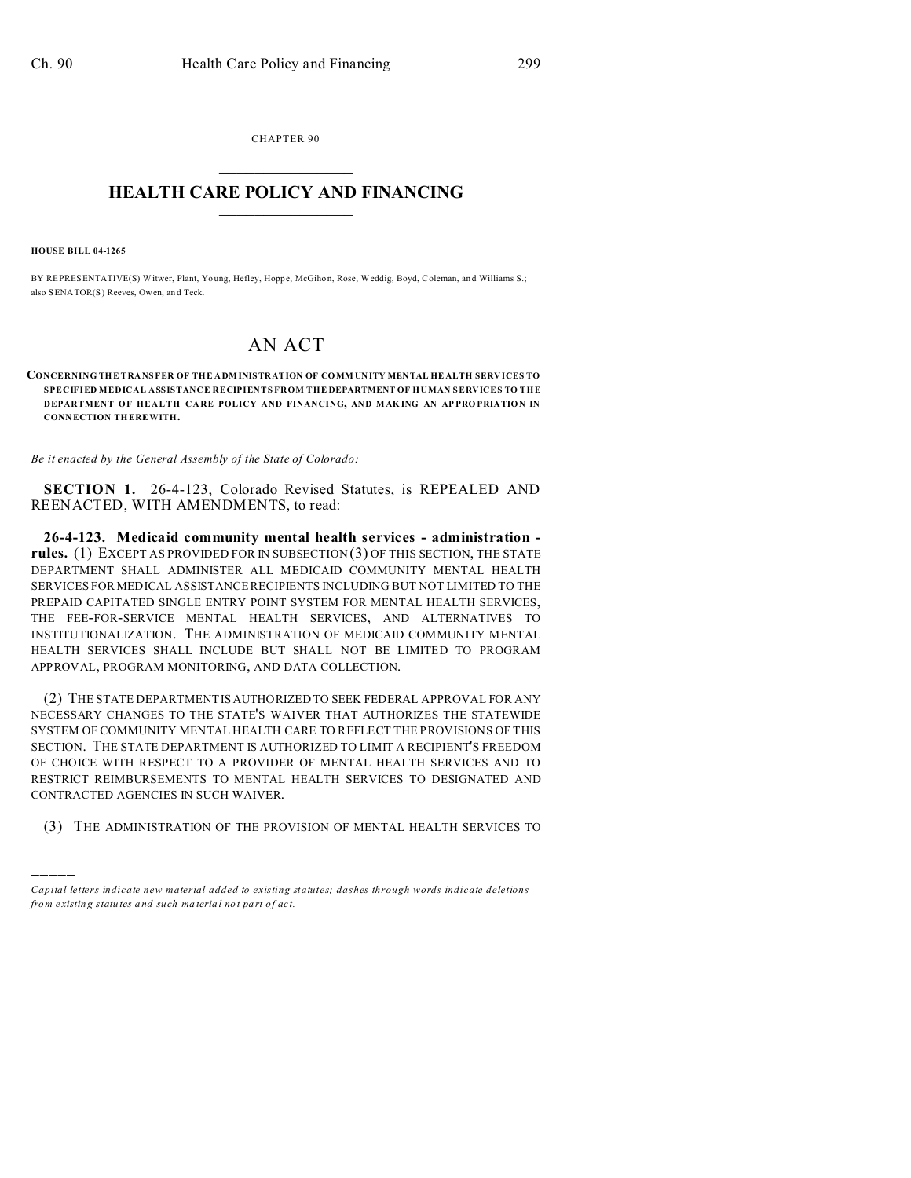CHAPTER 90

# HEALTH CARE POLICY AND FINANCING

**HOUSE BILL 04-1265**

BY REPRESENTATIVE(S) Witwer, Plant, Young, Hefley, Hoppe, McGihon, Rose, Weddig, Boyd, Coleman, and Williams S.; also SENATOR(S) Reeves, Owen, and Teck.

## AN ACT

**CONCERNING THE TRANSFER OF THE ADMINISTRATION OF COMMUNITY MENTAL HEALTH SERVICES TO SPECIFIED MEDICAL ASSISTANCE RECIPIENTS FROM THE DEPARTMENT OF HUMAN SERVICES TO THE DEPARTMENT OF HEALTH CARE POLICY AND FINANCING, AND MAKING AN APPROPRIATION IN CONNECTION THEREWITH.**

*Be it enacted by the General Assembly of the State of Colorado:*

**SECTION 1.** 26-4-123, Colorado Revised Statutes, is REPEALED AND REENACTED, WITH AMENDMENTS, to read:

**26-4-123. Medicaid community mental health services - administration - rules.** (1) EXCEPT AS PROVIDED FOR IN SUBSECTION (3) OF THIS SECTION, THE STATE DEPARTMENT SHALL ADMINISTER ALL MEDICAID COMMUNITY MENTAL HEALTH SERVICES FOR MEDICAL ASSISTANCE RECIPIENTS INCLUDING BUT NOT LIMITED TO THE PREPAID CAPITATED SINGLE ENTRY POINT SYSTEM FOR MENTAL HEALTH SERVICES, THE FEE-FOR-SERVICE MENTAL HEALTH SERVICES, AND ALTERNATIVES TO INSTITUTIONALIZATION. THE ADMINISTRATION OF MEDICAID COMMUNITY MENTAL HEALTH SERVICES SHALL INCLUDE BUT SHALL NOT BE LIMITED TO PROGRAM APPROVAL, PROGRAM MONITORING, AND DATA COLLECTION.

(2) THE STATE DEPARTMENT IS AUTHORIZED TO SEEK FEDERAL APPROVAL FOR ANY NECESSARY CHANGES TO THE STATE'S WAIVER THAT AUTHORIZES THE STATEWIDE SYSTEM OF COMMUNITY MENTAL HEALTH CARE TO REFLECT THE PROVISIONS OF THIS SECTION. THE STATE DEPARTMENT IS AUTHORIZED TO LIMIT A RECIPIENT'S FREEDOM OF CHOICE WITH RESPECT TO A PROVIDER OF MENTAL HEALTH SERVICES AND TO RESTRICT REIMBURSEMENTS TO MENTAL HEALTH SERVICES TO DESIGNATED AND CONTRACTED AGENCIES IN SUCH WAIVER.

(3) THE ADMINISTRATION OF THE PROVISION OF MENTAL HEALTH SERVICES TO

-----

*Capital letters indicate new material added to existing statutes; dashes through words indicate deletions from existing statutes and such material not part of act.*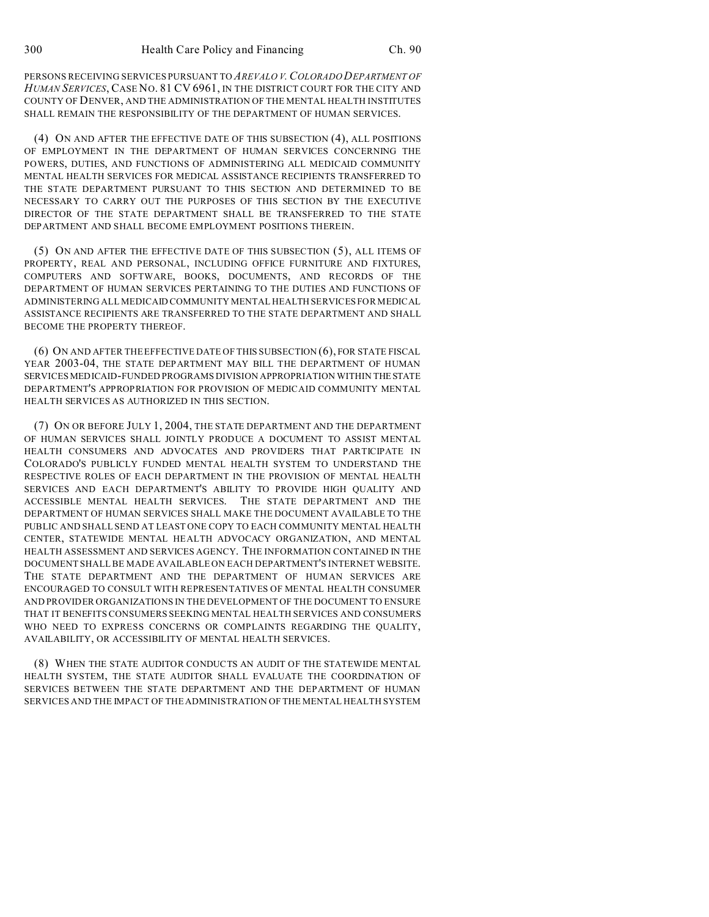PERSONS RECEIVING SERVICES PURSUANT TO *AREVALO V. COLORADO DEPARTMENT OF HUMAN SERVICES*, CASE NO. 81 CV 6961, IN THE DISTRICT COURT FOR THE CITY AND COUNTY OF DENVER, AND THE ADMINISTRATION OF THE MENTAL HEALTH INSTITUTES SHALL REMAIN THE RESPONSIBILITY OF THE DEPARTMENT OF HUMAN SERVICES.

(4) ON AND AFTER THE EFFECTIVE DATE OF THIS SUBSECTION (4), ALL POSITIONS OF EMPLOYMENT IN THE DEPARTMENT OF HUMAN SERVICES CONCERNING THE POWERS, DUTIES, AND FUNCTIONS OF ADMINISTERING ALL MEDICAID COMMUNITY MENTAL HEALTH SERVICES FOR MEDICAL ASSISTANCE RECIPIENTS TRANSFERRED TO THE STATE DEPARTMENT PURSUANT TO THIS SECTION AND DETERMINED TO BE NECESSARY TO CARRY OUT THE PURPOSES OF THIS SECTION BY THE EXECUTIVE DIRECTOR OF THE STATE DEPARTMENT SHALL BE TRANSFERRED TO THE STATE DEPARTMENT AND SHALL BECOME EMPLOYMENT POSITIONS THEREIN.

(5) ON AND AFTER THE EFFECTIVE DATE OF THIS SUBSECTION (5), ALL ITEMS OF PROPERTY, REAL AND PERSONAL, INCLUDING OFFICE FURNITURE AND FIXTURES, COMPUTERS AND SOFTWARE, BOOKS, DOCUMENTS, AND RECORDS OF THE DEPARTMENT OF HUMAN SERVICES PERTAINING TO THE DUTIES AND FUNCTIONS OF ADMINISTERING ALL MEDICAID COMMUNITY MENTAL HEALTH SERVICES FOR MEDICAL ASSISTANCE RECIPIENTS ARE TRANSFERRED TO THE STATE DEPARTMENT AND SHALL BECOME THE PROPERTY THEREOF.

(6) ON AND AFTER THE EFFECTIVE DATE OF THIS SUBSECTION (6), FOR STATE FISCAL YEAR 2003-04, THE STATE DEPARTMENT MAY BILL THE DEPARTMENT OF HUMAN SERVICES MEDICAID-FUNDED PROGRAMS DIVISION APPROPRIATION WITHIN THE STATE DEPARTMENT'S APPROPRIATION FOR PROVISION OF MEDICAID COMMUNITY MENTAL HEALTH SERVICES AS AUTHORIZED IN THIS SECTION.

(7) ON OR BEFORE JULY 1, 2004, THE STATE DEPARTMENT AND THE DEPARTMENT OF HUMAN SERVICES SHALL JOINTLY PRODUCE A DOCUMENT TO ASSIST MENTAL HEALTH CONSUMERS AND ADVOCATES AND PROVIDERS THAT PARTICIPATE IN COLORADO'S PUBLICLY FUNDED MENTAL HEALTH SYSTEM TO UNDERSTAND THE RESPECTIVE ROLES OF EACH DEPARTMENT IN THE PROVISION OF MENTAL HEALTH SERVICES AND EACH DEPARTMENT'S ABILITY TO PROVIDE HIGH QUALITY AND ACCESSIBLE MENTAL HEALTH SERVICES. THE STATE DEPARTMENT AND THE DEPARTMENT OF HUMAN SERVICES SHALL MAKE THE DOCUMENT AVAILABLE TO THE PUBLIC AND SHALL SEND AT LEAST ONE COPY TO EACH COMMUNITY MENTAL HEALTH CENTER, STATEWIDE MENTAL HEALTH ADVOCACY ORGANIZATION, AND MENTAL HEALTH ASSESSMENT AND SERVICES AGENCY. THE INFORMATION CONTAINED IN THE DOCUMENT SHALL BE MADE AVAILABLE ON EACH DEPARTMENT'S INTERNET WEBSITE. THE STATE DEPARTMENT AND THE DEPARTMENT OF HUMAN SERVICES ARE ENCOURAGED TO CONSULT WITH REPRESENTATIVES OF MENTAL HEALTH CONSUMER AND PROVIDER ORGANIZATIONS IN THE DEVELOPMENT OF THE DOCUMENT TO ENSURE THAT IT BENEFITS CONSUMERS SEEKING MENTAL HEALTH SERVICES AND CONSUMERS WHO NEED TO EXPRESS CONCERNS OR COMPLAINTS REGARDING THE QUALITY, AVAILABILITY, OR ACCESSIBILITY OF MENTAL HEALTH SERVICES.

(8) WHEN THE STATE AUDITOR CONDUCTS AN AUDIT OF THE STATEWIDE MENTAL HEALTH SYSTEM, THE STATE AUDITOR SHALL EVALUATE THE COORDINATION OF SERVICES BETWEEN THE STATE DEPARTMENT AND THE DEPARTMENT OF HUMAN SERVICES AND THE IMPACT OF THE ADMINISTRATION OF THE MENTAL HEALTH SYSTEM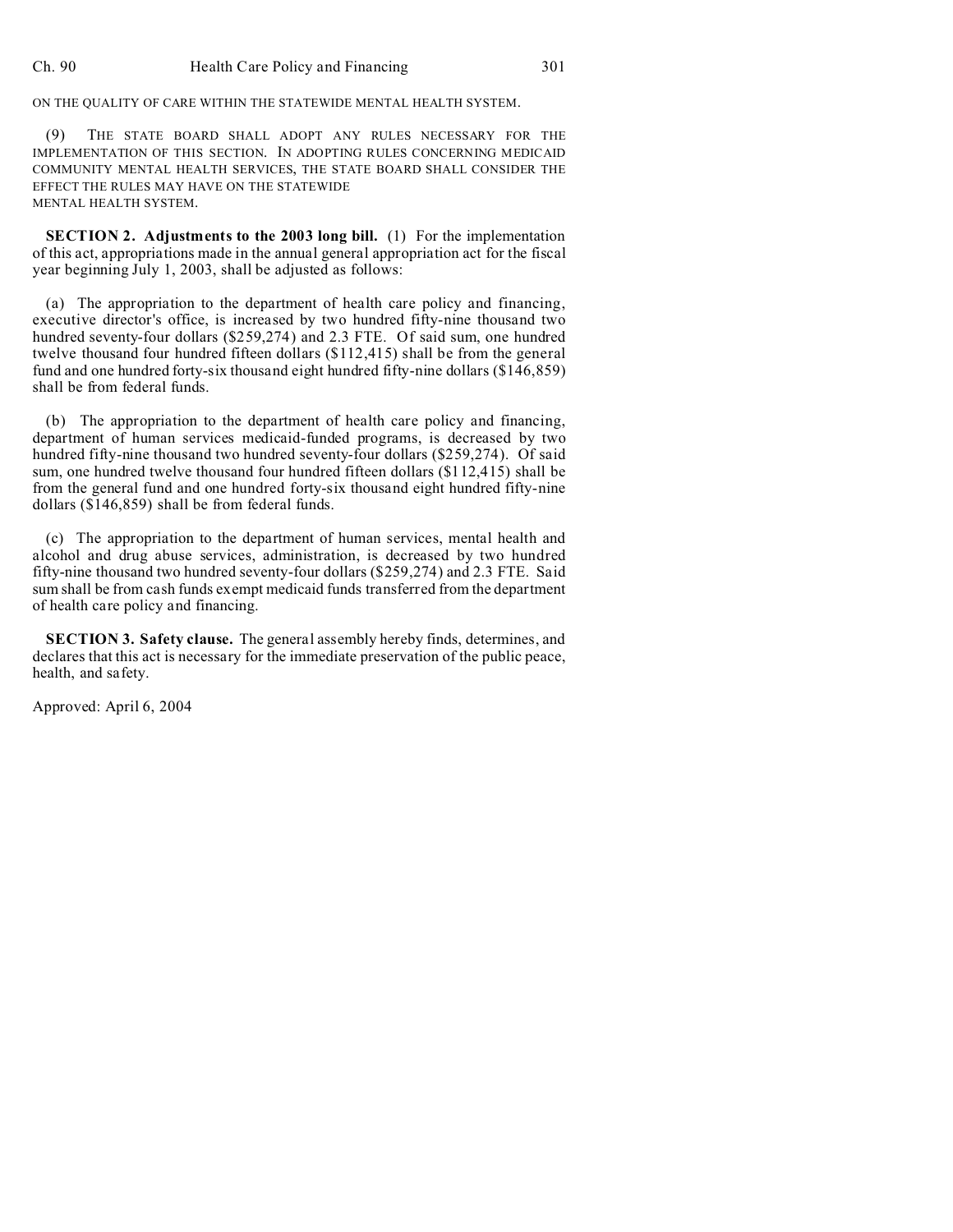ON THE QUALITY OF CARE WITHIN THE STATEWIDE MENTAL HEALTH SYSTEM.

(9) THE STATE BOARD SHALL ADOPT ANY RULES NECESSARY FOR THE IMPLEMENTATION OF THIS SECTION. IN ADOPTING RULES CONCERNING MEDICAID COMMUNITY MENTAL HEALTH SERVICES, THE STATE BOARD SHALL CONSIDER THE EFFECT THE RULES MAY HAVE ON THE STATEWIDE MENTAL HEALTH SYSTEM.

**SECTION 2. Adjustments to the 2003 long bill.** (1) For the implementation of this act, appropriations made in the annual general appropriation act for the fiscal year beginning July 1, 2003, shall be adjusted as follows:

(a) The appropriation to the department of health care policy and financing, executive director's office, is increased by two hundred fifty-nine thousand two hundred seventy-four dollars ($259,274) and 2.3 FTE. Of said sum, one hundred twelve thousand four hundred fifteen dollars ($112,415) shall be from the general fund and one hundred forty-six thousand eight hundred fifty-nine dollars ($146,859) shall be from federal funds.

(b) The appropriation to the department of health care policy and financing, department of human services medicaid-funded programs, is decreased by two hundred fifty-nine thousand two hundred seventy-four dollars ($259,274). Of said sum, one hundred twelve thousand four hundred fifteen dollars ($112,415) shall be from the general fund and one hundred forty-six thousand eight hundred fifty-nine dollars ($146,859) shall be from federal funds.

(c) The appropriation to the department of human services, mental health and alcohol and drug abuse services, administration, is decreased by two hundred fifty-nine thousand two hundred seventy-four dollars ($259,274) and 2.3 FTE. Said sum shall be from cash funds exempt medicaid funds transferred from the department of health care policy and financing.

**SECTION 3. Safety clause.** The general assembly hereby finds, determines, and declares that this act is necessary for the immediate preservation of the public peace, health, and safety.

Approved: April 6, 2004